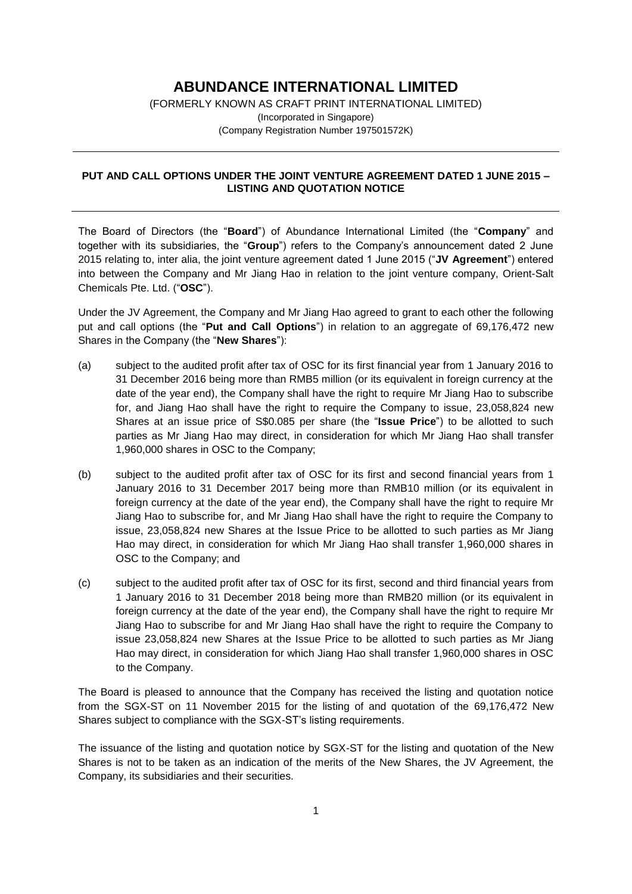# ABUNDANCE INTERNATIONAL LIMITED

(FORMERLY KNOWN AS CRAFT PRINT INTERNATIONAL LIMITED)
(Incorporated in Singapore)
(Company Registration Number 197501572K)

---

**PUT AND CALL OPTIONS UNDER THE JOINT VENTURE AGREEMENT DATED 1 JUNE 2015 – LISTING AND QUOTATION NOTICE**

---

The Board of Directors (the "**Board**") of Abundance International Limited (the "**Company**" and together with its subsidiaries, the "**Group**") refers to the Company's announcement dated 2 June 2015 relating to, inter alia, the joint venture agreement dated 1 June 2015 ("**JV Agreement**") entered into between the Company and Mr Jiang Hao in relation to the joint venture company, Orient-Salt Chemicals Pte. Ltd. ("**OSC**").

Under the JV Agreement, the Company and Mr Jiang Hao agreed to grant to each other the following put and call options (the "**Put and Call Options**") in relation to an aggregate of 69,176,472 new Shares in the Company (the "**New Shares**"):

(a) subject to the audited profit after tax of OSC for its first financial year from 1 January 2016 to 31 December 2016 being more than RMB5 million (or its equivalent in foreign currency at the date of the year end), the Company shall have the right to require Mr Jiang Hao to subscribe for, and Jiang Hao shall have the right to require the Company to issue, 23,058,824 new Shares at an issue price of S$0.085 per share (the "**Issue Price**") to be allotted to such parties as Mr Jiang Hao may direct, in consideration for which Mr Jiang Hao shall transfer 1,960,000 shares in OSC to the Company;

(b) subject to the audited profit after tax of OSC for its first and second financial years from 1 January 2016 to 31 December 2017 being more than RMB10 million (or its equivalent in foreign currency at the date of the year end), the Company shall have the right to require Mr Jiang Hao to subscribe for, and Mr Jiang Hao shall have the right to require the Company to issue, 23,058,824 new Shares at the Issue Price to be allotted to such parties as Mr Jiang Hao may direct, in consideration for which Mr Jiang Hao shall transfer 1,960,000 shares in OSC to the Company; and

(c) subject to the audited profit after tax of OSC for its first, second and third financial years from 1 January 2016 to 31 December 2018 being more than RMB20 million (or its equivalent in foreign currency at the date of the year end), the Company shall have the right to require Mr Jiang Hao to subscribe for and Mr Jiang Hao shall have the right to require the Company to issue 23,058,824 new Shares at the Issue Price to be allotted to such parties as Mr Jiang Hao may direct, in consideration for which Jiang Hao shall transfer 1,960,000 shares in OSC to the Company.

The Board is pleased to announce that the Company has received the listing and quotation notice from the SGX-ST on 11 November 2015 for the listing of and quotation of the 69,176,472 New Shares subject to compliance with the SGX-ST's listing requirements.

The issuance of the listing and quotation notice by SGX-ST for the listing and quotation of the New Shares is not to be taken as an indication of the merits of the New Shares, the JV Agreement, the Company, its subsidiaries and their securities.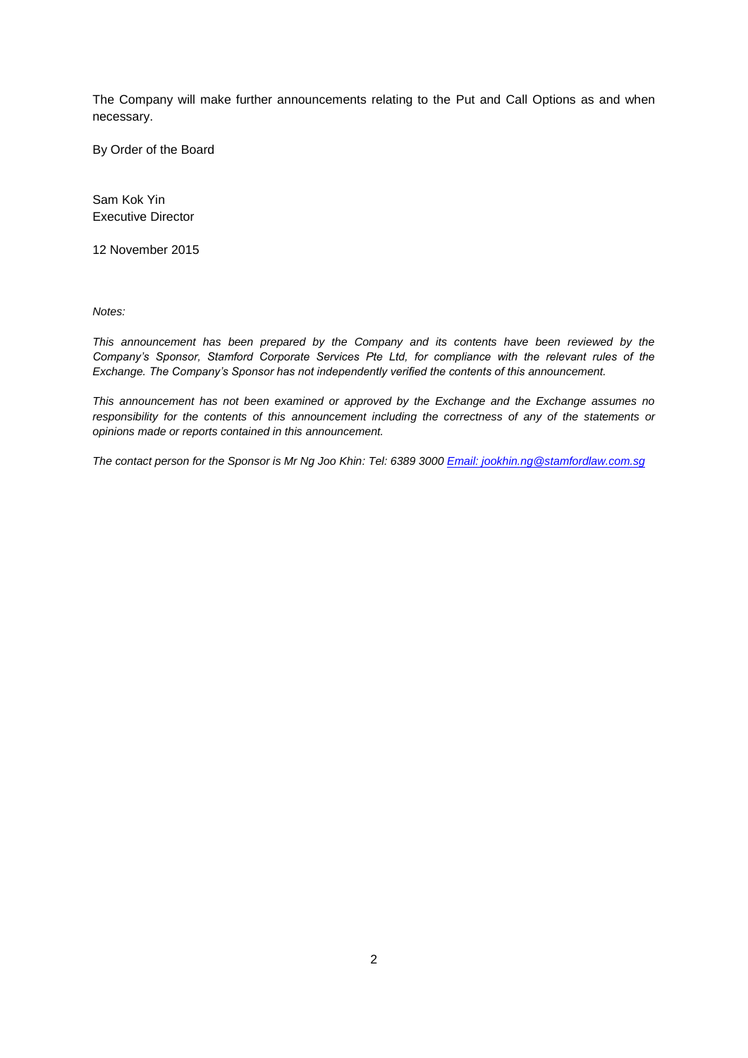The Company will make further announcements relating to the Put and Call Options as and when necessary.

By Order of the Board

Sam Kok Yin
Executive Director

12 November 2015

*Notes:*

*This announcement has been prepared by the Company and its contents have been reviewed by the Company's Sponsor, Stamford Corporate Services Pte Ltd, for compliance with the relevant rules of the Exchange. The Company's Sponsor has not independently verified the contents of this announcement.*

*This announcement has not been examined or approved by the Exchange and the Exchange assumes no responsibility for the contents of this announcement including the correctness of any of the statements or opinions made or reports contained in this announcement.*

*The contact person for the Sponsor is Mr Ng Joo Khin: Tel: 6389 3000 Email: jookhin.ng@stamfordlaw.com.sg*